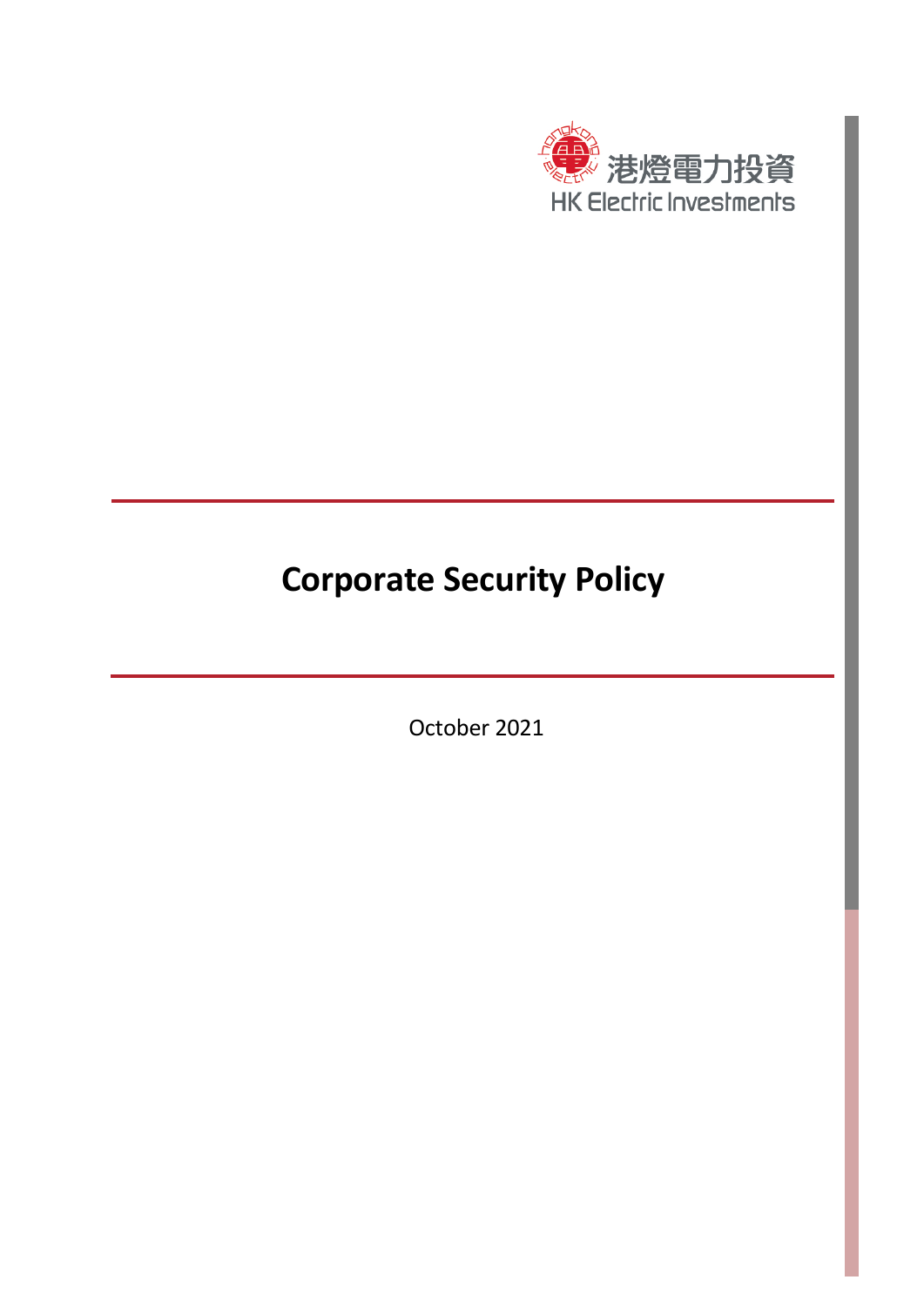港燈電力投資
HK Electric Investments

# Corporate Security Policy

October 2021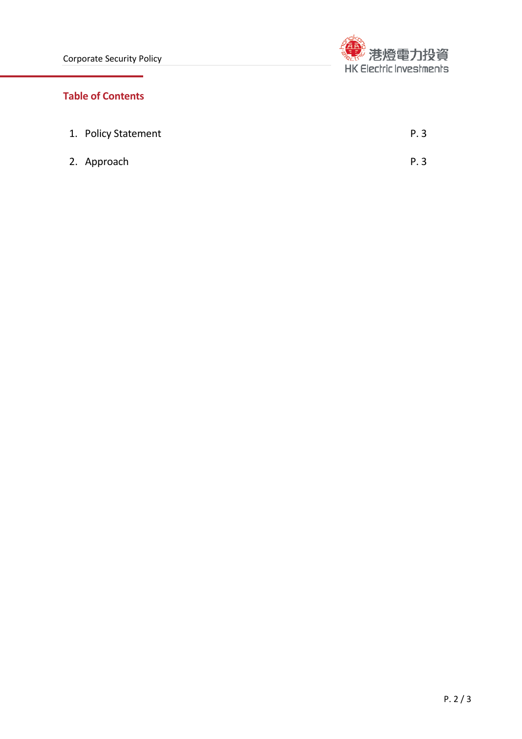## Table of Contents

| | |
|---|---|
| 1. Policy Statement | P. 3 |
| 2. Approach | P. 3 |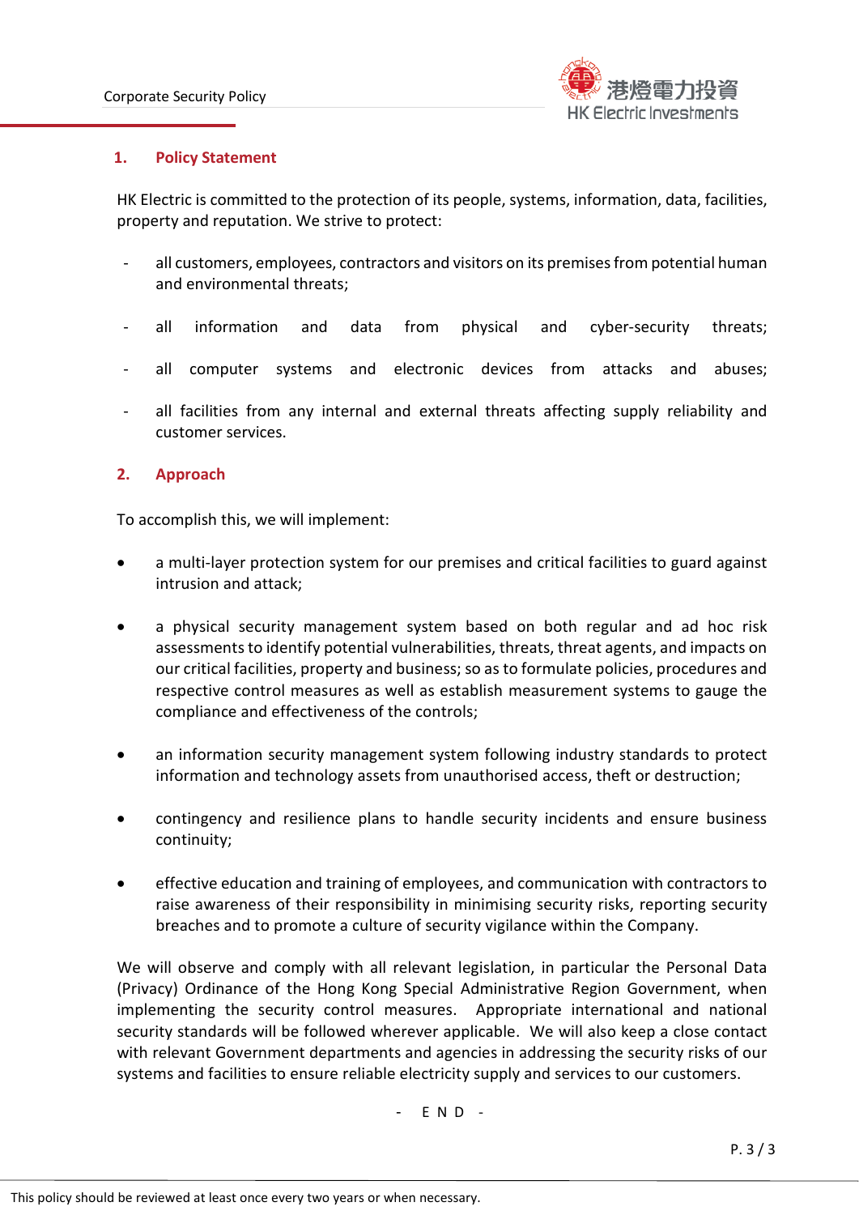## 1. Policy Statement

HK Electric is committed to the protection of its people, systems, information, data, facilities, property and reputation. We strive to protect:

- all customers, employees, contractors and visitors on its premises from potential human and environmental threats;
- all information and data from physical and cyber-security threats;
- all computer systems and electronic devices from attacks and abuses;
- all facilities from any internal and external threats affecting supply reliability and customer services.

## 2. Approach

To accomplish this, we will implement:

- a multi-layer protection system for our premises and critical facilities to guard against intrusion and attack;
- a physical security management system based on both regular and ad hoc risk assessments to identify potential vulnerabilities, threats, threat agents, and impacts on our critical facilities, property and business; so as to formulate policies, procedures and respective control measures as well as establish measurement systems to gauge the compliance and effectiveness of the controls;
- an information security management system following industry standards to protect information and technology assets from unauthorised access, theft or destruction;
- contingency and resilience plans to handle security incidents and ensure business continuity;
- effective education and training of employees, and communication with contractors to raise awareness of their responsibility in minimising security risks, reporting security breaches and to promote a culture of security vigilance within the Company.

We will observe and comply with all relevant legislation, in particular the Personal Data (Privacy) Ordinance of the Hong Kong Special Administrative Region Government, when implementing the security control measures. Appropriate international and national security standards will be followed wherever applicable. We will also keep a close contact with relevant Government departments and agencies in addressing the security risks of our systems and facilities to ensure reliable electricity supply and services to our customers.

\- E N D -

This policy should be reviewed at least once every two years or when necessary.